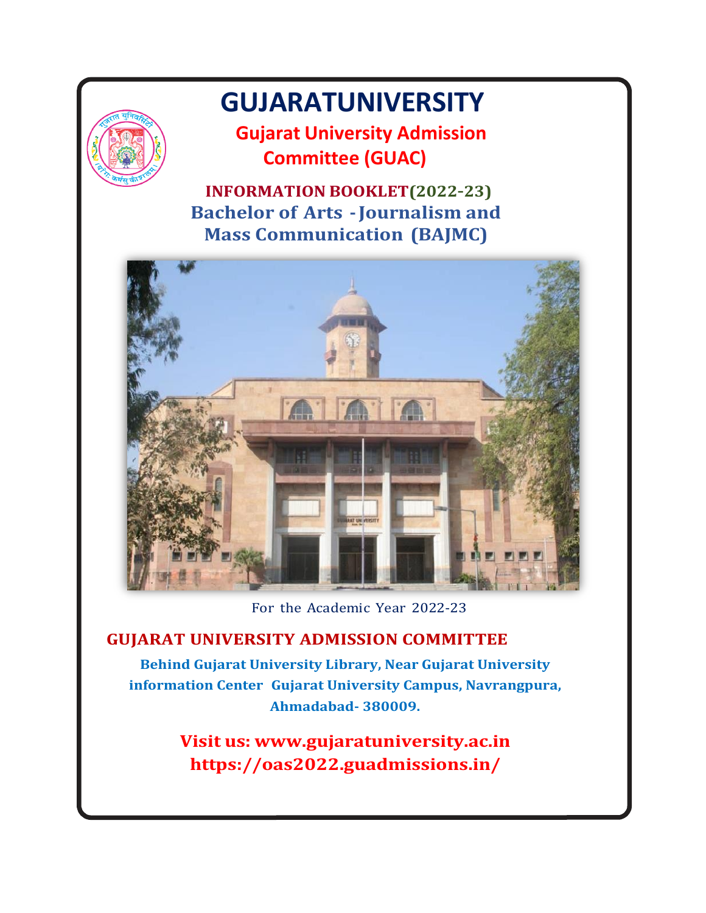# GUJARATUNIVERSITY

## Gujarat University Admission Committee (GUAC)

**INFORMATION BOOKLET(2022-23)**

**Bachelor of Arts - Journalism and Mass Communication (BAJMC)**

For the Academic Year 2022-23

**GUJARAT UNIVERSITY ADMISSION COMMITTEE**

**Behind Gujarat University Library, Near Gujarat University information Center Gujarat University Campus, Navrangpura, Ahmadabad- 380009.**

**Visit us: www.gujaratuniversity.ac.in**
**https://oas2022.guadmissions.in/**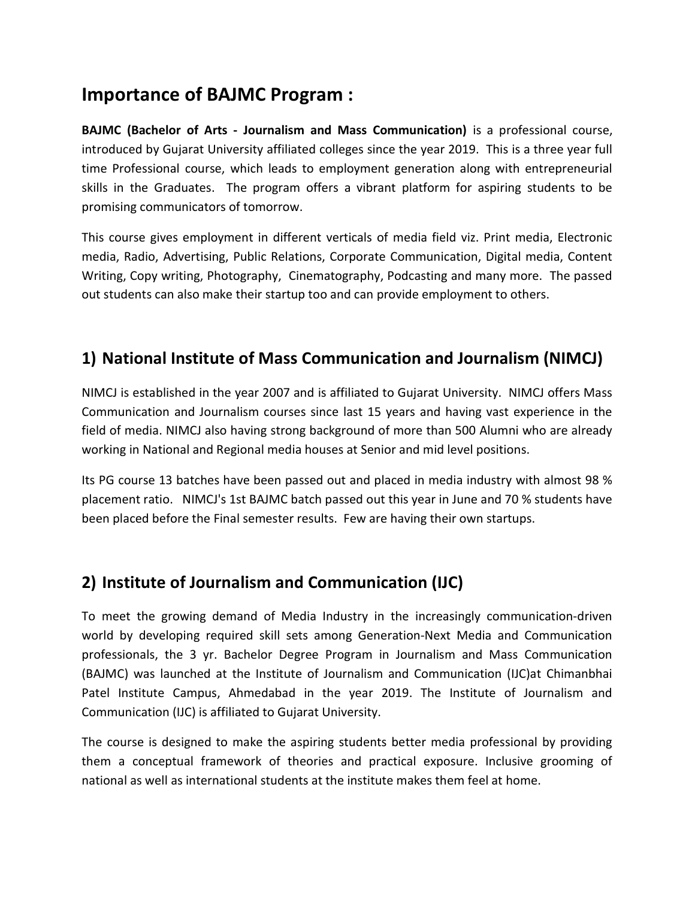## Importance of BAJMC Program :

**BAJMC (Bachelor of Arts - Journalism and Mass Communication)** is a professional course, introduced by Gujarat University affiliated colleges since the year 2019. This is a three year full time Professional course, which leads to employment generation along with entrepreneurial skills in the Graduates. The program offers a vibrant platform for aspiring students to be promising communicators of tomorrow.

This course gives employment in different verticals of media field viz. Print media, Electronic media, Radio, Advertising, Public Relations, Corporate Communication, Digital media, Content Writing, Copy writing, Photography, Cinematography, Podcasting and many more. The passed out students can also make their startup too and can provide employment to others.

## 1) National Institute of Mass Communication and Journalism (NIMCJ)

NIMCJ is established in the year 2007 and is affiliated to Gujarat University. NIMCJ offers Mass Communication and Journalism courses since last 15 years and having vast experience in the field of media. NIMCJ also having strong background of more than 500 Alumni who are already working in National and Regional media houses at Senior and mid level positions.

Its PG course 13 batches have been passed out and placed in media industry with almost 98 % placement ratio. NIMCJ's 1st BAJMC batch passed out this year in June and 70 % students have been placed before the Final semester results. Few are having their own startups.

## 2) Institute of Journalism and Communication (IJC)

To meet the growing demand of Media Industry in the increasingly communication-driven world by developing required skill sets among Generation-Next Media and Communication professionals, the 3 yr. Bachelor Degree Program in Journalism and Mass Communication (BAJMC) was launched at the Institute of Journalism and Communication (IJC)at Chimanbhai Patel Institute Campus, Ahmedabad in the year 2019. The Institute of Journalism and Communication (IJC) is affiliated to Gujarat University.

The course is designed to make the aspiring students better media professional by providing them a conceptual framework of theories and practical exposure. Inclusive grooming of national as well as international students at the institute makes them feel at home.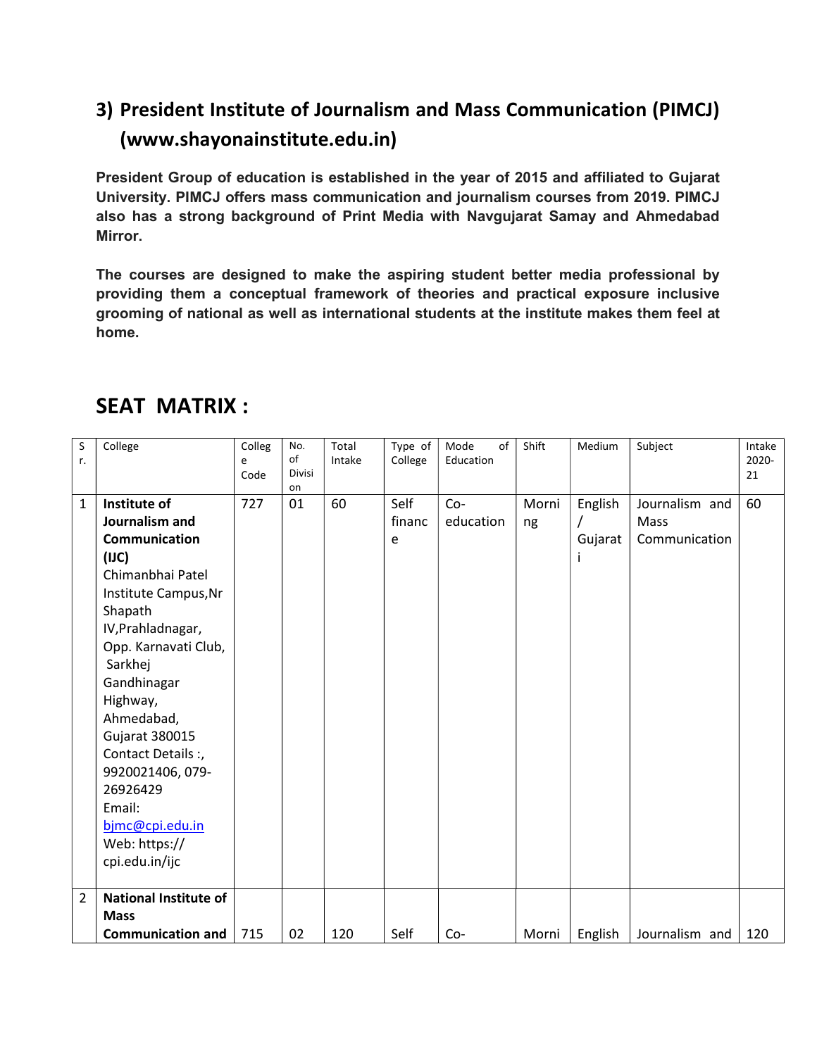## 3) President Institute of Journalism and Mass Communication (PIMCJ) (www.shayonainstitute.edu.in)

**President Group of education is established in the year of 2015 and affiliated to Gujarat University. PIMCJ offers mass communication and journalism courses from 2019. PIMCJ also has a strong background of Print Media with Navgujarat Samay and Ahmedabad Mirror.**

**The courses are designed to make the aspiring student better media professional by providing them a conceptual framework of theories and practical exposure inclusive grooming of national as well as international students at the institute makes them feel at home.**

## SEAT MATRIX :

| Sr. | College | College Code | No. of Division | Total Intake | Type of College | Mode of Education | Shift | Medium | Subject | Intake 2020-21 |
|---|---|---|---|---|---|---|---|---|---|---|
| 1 | **Institute of Journalism and Communication (IJC)** Chimanbhai Patel Institute Campus,Nr Shapath IV,Prahladnagar, Opp. Karnavati Club, Sarkhej Gandhinagar Highway, Ahmedabad, Gujarat 380015 Contact Details :, 9920021406, 079-26926429 Email: bjmc@cpi.edu.in Web: https:// cpi.edu.in/ijc | 727 | 01 | 60 | Self finance | Co-education | Morning | English / Gujarati | Journalism and Mass Communication | 60 |
| 2 | **National Institute of Mass Communication and** | 715 | 02 | 120 | Self | Co- | Morni | English | Journalism and | 120 |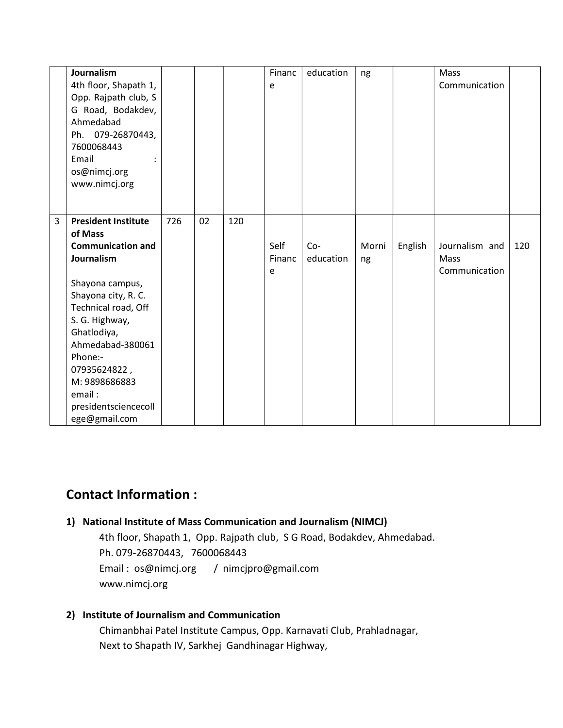|   |   |   |   |   |   |   |   |   |   |   |
|---|---|---|---|---|---|---|---|---|---|---|
|   | **Journalism**<br>4th floor, Shapath 1, Opp. Rajpath club, S G Road, Bodakdev, Ahmedabad<br>Ph. 079-26870443, 7600068443<br>Email : os@nimcj.org<br>www.nimcj.org |   |   |   | Finance | education | ng |   | Mass Communication |   |
| 3 | **President Institute of Mass Communication and Journalism**<br><br>Shayona campus, Shayona city, R. C. Technical road, Off S. G. Highway, Ghatlodiya, Ahmedabad-380061<br>Phone:- 07935624822 ,<br>M: 9898686883<br>email : presidentsciencecollege@gmail.com | 726 | 02 | 120 | Self Finance | Co-education | Morning | English | Journalism and Mass Communication | 120 |

## Contact Information :

**1) National Institute of Mass Communication and Journalism (NIMCJ)**

4th floor, Shapath 1, Opp. Rajpath club, S G Road, Bodakdev, Ahmedabad.
Ph. 079-26870443, 7600068443
Email : os@nimcj.org / nimcjpro@gmail.com
www.nimcj.org

**2) Institute of Journalism and Communication**

Chimanbhai Patel Institute Campus, Opp. Karnavati Club, Prahladnagar,
Next to Shapath IV, Sarkhej Gandhinagar Highway,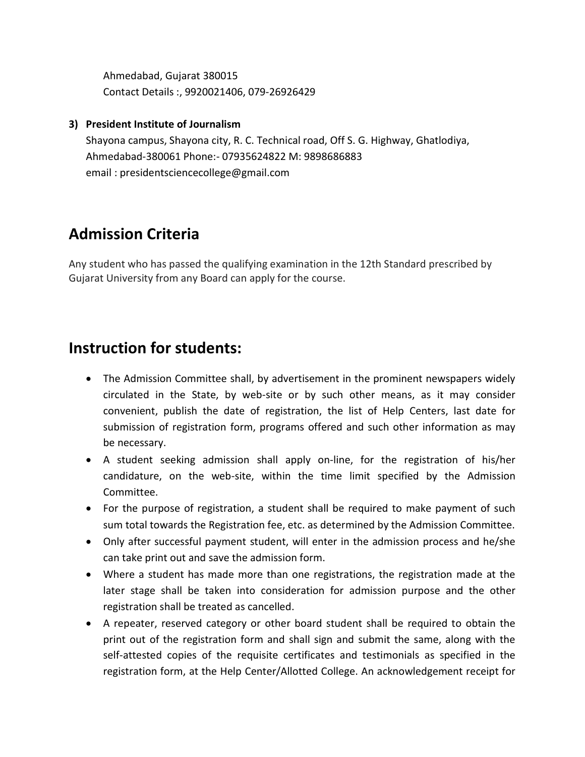Ahmedabad, Gujarat 380015
Contact Details :, 9920021406, 079-26926429

3) **President Institute of Journalism**
Shayona campus, Shayona city, R. C. Technical road, Off S. G. Highway, Ghatlodiya, Ahmedabad-380061 Phone:- 07935624822 M: 9898686883
email : presidentsciencecollege@gmail.com

## Admission Criteria

Any student who has passed the qualifying examination in the 12th Standard prescribed by Gujarat University from any Board can apply for the course.

## Instruction for students:

- The Admission Committee shall, by advertisement in the prominent newspapers widely circulated in the State, by web-site or by such other means, as it may consider convenient, publish the date of registration, the list of Help Centers, last date for submission of registration form, programs offered and such other information as may be necessary.
- A student seeking admission shall apply on-line, for the registration of his/her candidature, on the web-site, within the time limit specified by the Admission Committee.
- For the purpose of registration, a student shall be required to make payment of such sum total towards the Registration fee, etc. as determined by the Admission Committee.
- Only after successful payment student, will enter in the admission process and he/she can take print out and save the admission form.
- Where a student has made more than one registrations, the registration made at the later stage shall be taken into consideration for admission purpose and the other registration shall be treated as cancelled.
- A repeater, reserved category or other board student shall be required to obtain the print out of the registration form and shall sign and submit the same, along with the self-attested copies of the requisite certificates and testimonials as specified in the registration form, at the Help Center/Allotted College. An acknowledgement receipt for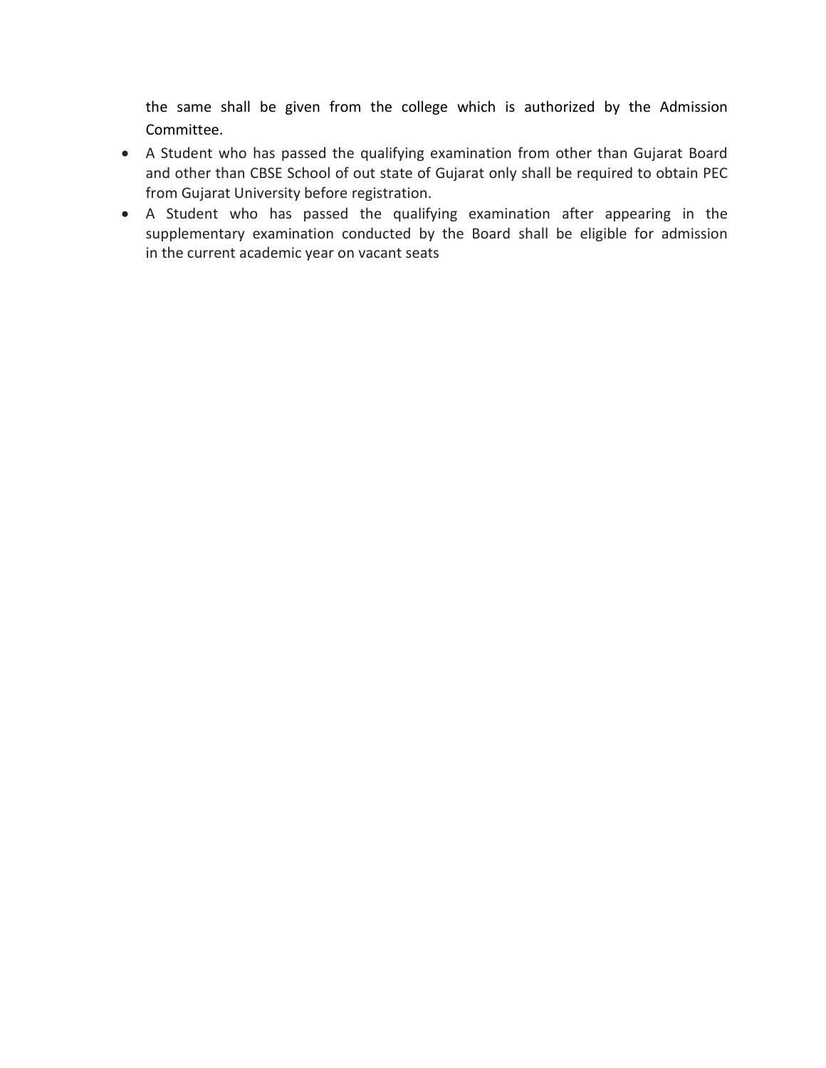the same shall be given from the college which is authorized by the Admission Committee.

- A Student who has passed the qualifying examination from other than Gujarat Board and other than CBSE School of out state of Gujarat only shall be required to obtain PEC from Gujarat University before registration.
- A Student who has passed the qualifying examination after appearing in the supplementary examination conducted by the Board shall be eligible for admission in the current academic year on vacant seats